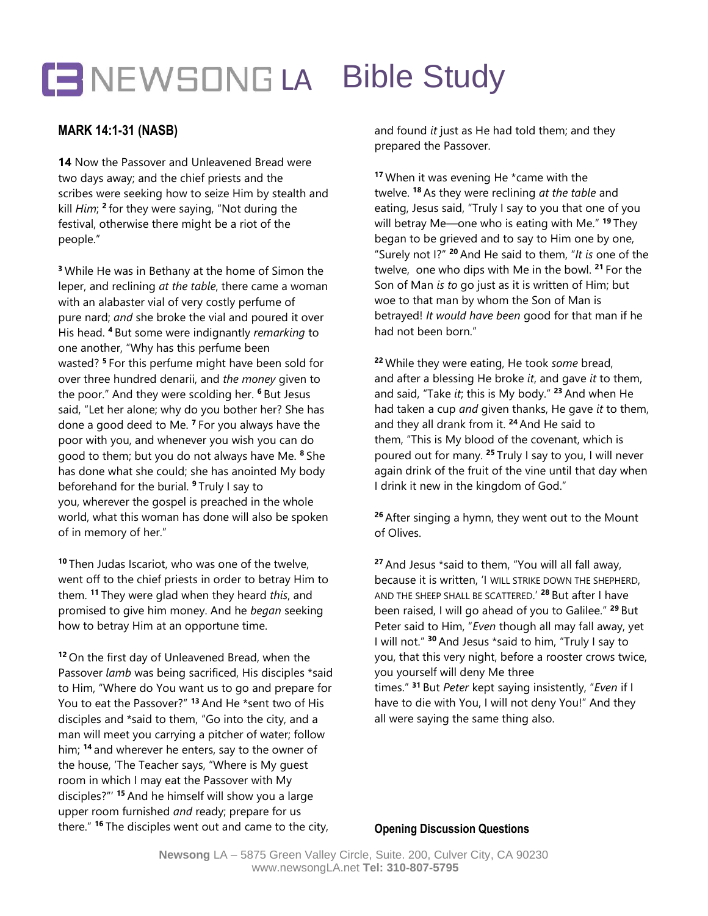# NEWSONG LA Bible Study

## MARK 14:1-31 (NASB)

**14** Now the Passover and Unleavened Bread were two days away; and the chief priests and the scribes were seeking how to seize Him by stealth and kill *Him*; [2] for they were saying, "Not during the festival, otherwise there might be a riot of the people."

[3] While He was in Bethany at the home of Simon the leper, and reclining *at the table*, there came a woman with an alabaster vial of very costly perfume of pure nard; *and* she broke the vial and poured it over His head. [4] But some were indignantly *remarking* to one another, "Why has this perfume been wasted? [5] For this perfume might have been sold for over three hundred denarii, and *the money* given to the poor." And they were scolding her. [6] But Jesus said, "Let her alone; why do you bother her? She has done a good deed to Me. [7] For you always have the poor with you, and whenever you wish you can do good to them; but you do not always have Me. [8] She has done what she could; she has anointed My body beforehand for the burial. [9] Truly I say to you, wherever the gospel is preached in the whole world, what this woman has done will also be spoken of in memory of her."

[10] Then Judas Iscariot, who was one of the twelve, went off to the chief priests in order to betray Him to them. [11] They were glad when they heard *this*, and promised to give him money. And he *began* seeking how to betray Him at an opportune time.

[12] On the first day of Unleavened Bread, when the Passover *lamb* was being sacrificed, His disciples *said to Him, "Where do You want us to go and prepare for You to eat the Passover?" [13] And He *sent two of His disciples and *said to them, "Go into the city, and a man will meet you carrying a pitcher of water; follow him; [14] and wherever he enters, say to the owner of the house, 'The Teacher says, "Where is My guest room in which I may eat the Passover with My disciples?"' [15] And he himself will show you a large upper room furnished *and* ready; prepare for us there." [16] The disciples went out and came to the city, and found *it* just as He had told them; and they prepared the Passover.

[17] When it was evening He *came with the twelve. [18] As they were reclining *at the table* and eating, Jesus said, "Truly I say to you that one of you will betray Me—one who is eating with Me." [19] They began to be grieved and to say to Him one by one, "Surely not I?" [20] And He said to them, "*It is* one of the twelve, one who dips with Me in the bowl. [21] For the Son of Man *is to* go just as it is written of Him; but woe to that man by whom the Son of Man is betrayed! *It would have been* good for that man if he had not been born."

[22] While they were eating, He took *some* bread, and after a blessing He broke *it*, and gave *it* to them, and said, "Take *it*; this is My body." [23] And when He had taken a cup *and* given thanks, He gave *it* to them, and they all drank from it. [24] And He said to them, "This is My blood of the covenant, which is poured out for many. [25] Truly I say to you, I will never again drink of the fruit of the vine until that day when I drink it new in the kingdom of God."

[26] After singing a hymn, they went out to the Mount of Olives.

[27] And Jesus *said to them, "You will all fall away, because it is written, 'I WILL STRIKE DOWN THE SHEPHERD, AND THE SHEEP SHALL BE SCATTERED.' [28] But after I have been raised, I will go ahead of you to Galilee." [29] But Peter said to Him, "*Even* though all may fall away, yet I will not." [30] And Jesus *said to him, "Truly I say to you, that this very night, before a rooster crows twice, you yourself will deny Me three times." [31] But *Peter* kept saying insistently, "*Even* if I have to die with You, I will not deny You!" And they all were saying the same thing also.

### Opening Discussion Questions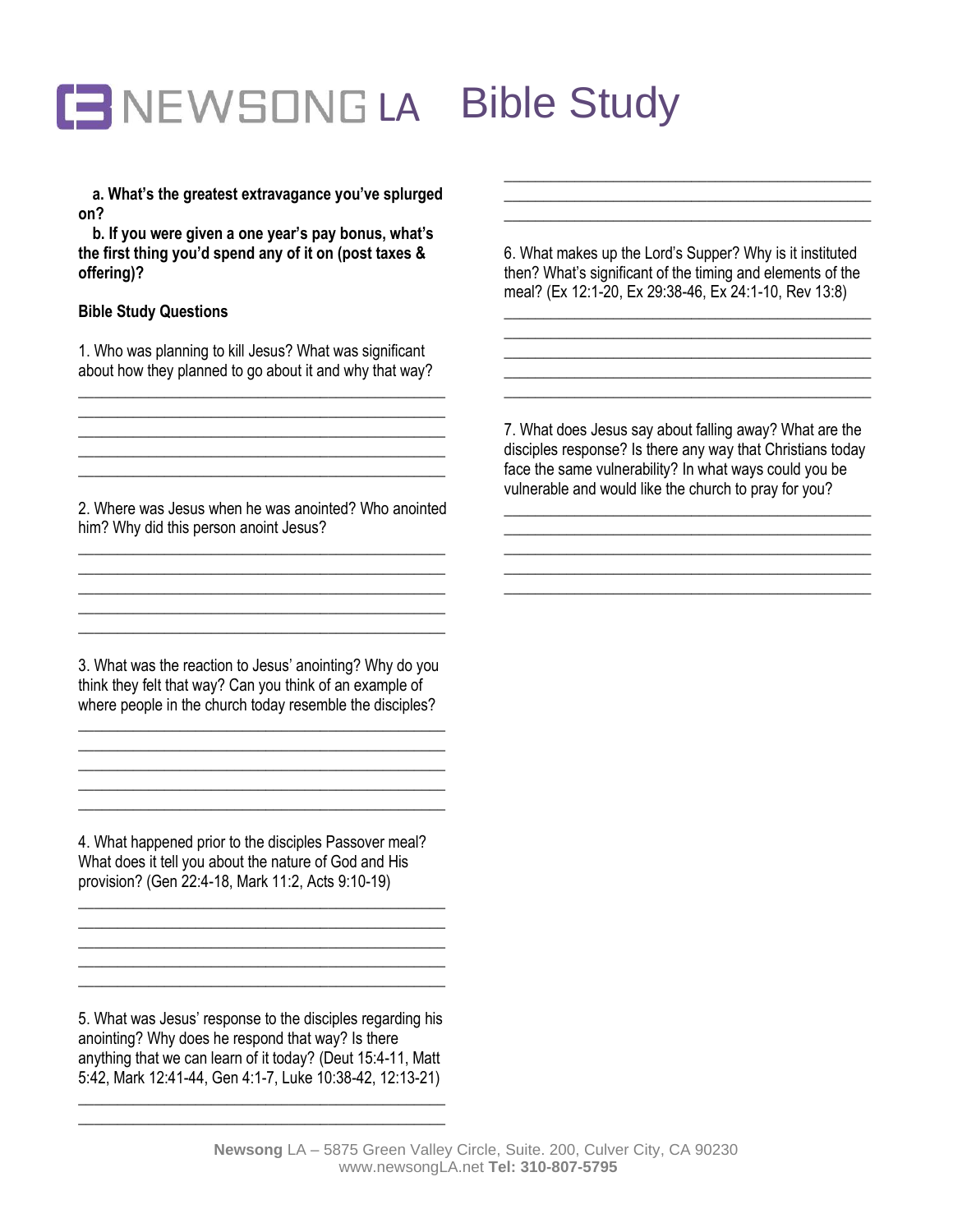# NEWSONG LA Bible Study

**a. What's the greatest extravagance you've splurged on?**

**b. If you were given a one year's pay bonus, what's the first thing you'd spend any of it on (post taxes & offering)?**

**Bible Study Questions**

1. Who was planning to kill Jesus? What was significant about how they planned to go about it and why that way?

2. Where was Jesus when he was anointed? Who anointed him? Why did this person anoint Jesus?

3. What was the reaction to Jesus' anointing? Why do you think they felt that way? Can you think of an example of where people in the church today resemble the disciples?

4. What happened prior to the disciples Passover meal? What does it tell you about the nature of God and His provision? (Gen 22:4-18, Mark 11:2, Acts 9:10-19)

5. What was Jesus' response to the disciples regarding his anointing? Why does he respond that way? Is there anything that we can learn of it today? (Deut 15:4-11, Matt 5:42, Mark 12:41-44, Gen 4:1-7, Luke 10:38-42, 12:13-21)

6. What makes up the Lord's Supper? Why is it instituted then? What's significant of the timing and elements of the meal? (Ex 12:1-20, Ex 29:38-46, Ex 24:1-10, Rev 13:8)

7. What does Jesus say about falling away? What are the disciples response? Is there any way that Christians today face the same vulnerability? In what ways could you be vulnerable and would like the church to pray for you?

**Newsong** LA – 5875 Green Valley Circle, Suite. 200, Culver City, CA 90230
www.newsongLA.net **Tel: 310-807-5795**